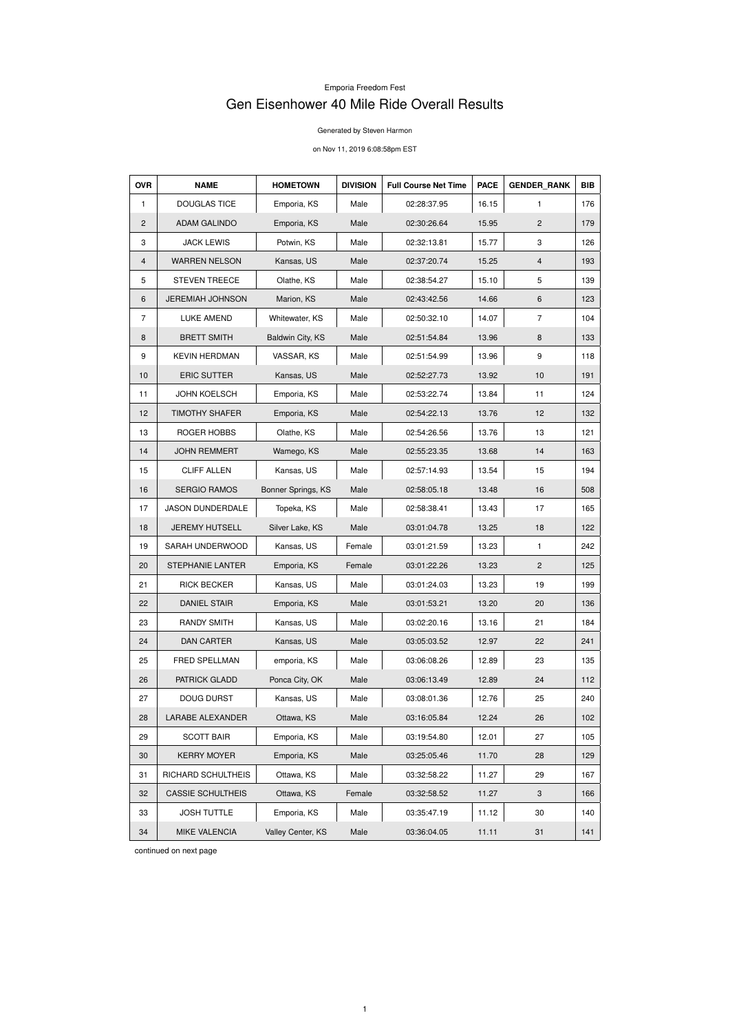Emporia Freedom Fest

# Gen Eisenhower 40 Mile Ride Overall Results

Generated by Steven Harmon

on Nov 11, 2019 6:08:58pm EST

| OVR | NAME | HOMETOWN | DIVISION | Full Course Net Time | PACE | GENDER_RANK | BIB |
|---|---|---|---|---|---|---|---|
| 1 | DOUGLAS TICE | Emporia, KS | Male | 02:28:37.95 | 16.15 | 1 | 176 |
| 2 | ADAM GALINDO | Emporia, KS | Male | 02:30:26.64 | 15.95 | 2 | 179 |
| 3 | JACK LEWIS | Potwin, KS | Male | 02:32:13.81 | 15.77 | 3 | 126 |
| 4 | WARREN NELSON | Kansas, US | Male | 02:37:20.74 | 15.25 | 4 | 193 |
| 5 | STEVEN TREECE | Olathe, KS | Male | 02:38:54.27 | 15.10 | 5 | 139 |
| 6 | JEREMIAH JOHNSON | Marion, KS | Male | 02:43:42.56 | 14.66 | 6 | 123 |
| 7 | LUKE AMEND | Whitewater, KS | Male | 02:50:32.10 | 14.07 | 7 | 104 |
| 8 | BRETT SMITH | Baldwin City, KS | Male | 02:51:54.84 | 13.96 | 8 | 133 |
| 9 | KEVIN HERDMAN | VASSAR, KS | Male | 02:51:54.99 | 13.96 | 9 | 118 |
| 10 | ERIC SUTTER | Kansas, US | Male | 02:52:27.73 | 13.92 | 10 | 191 |
| 11 | JOHN KOELSCH | Emporia, KS | Male | 02:53:22.74 | 13.84 | 11 | 124 |
| 12 | TIMOTHY SHAFER | Emporia, KS | Male | 02:54:22.13 | 13.76 | 12 | 132 |
| 13 | ROGER HOBBS | Olathe, KS | Male | 02:54:26.56 | 13.76 | 13 | 121 |
| 14 | JOHN REMMERT | Wamego, KS | Male | 02:55:23.35 | 13.68 | 14 | 163 |
| 15 | CLIFF ALLEN | Kansas, US | Male | 02:57:14.93 | 13.54 | 15 | 194 |
| 16 | SERGIO RAMOS | Bonner Springs, KS | Male | 02:58:05.18 | 13.48 | 16 | 508 |
| 17 | JASON DUNDERDALE | Topeka, KS | Male | 02:58:38.41 | 13.43 | 17 | 165 |
| 18 | JEREMY HUTSELL | Silver Lake, KS | Male | 03:01:04.78 | 13.25 | 18 | 122 |
| 19 | SARAH UNDERWOOD | Kansas, US | Female | 03:01:21.59 | 13.23 | 1 | 242 |
| 20 | STEPHANIE LANTER | Emporia, KS | Female | 03:01:22.26 | 13.23 | 2 | 125 |
| 21 | RICK BECKER | Kansas, US | Male | 03:01:24.03 | 13.23 | 19 | 199 |
| 22 | DANIEL STAIR | Emporia, KS | Male | 03:01:53.21 | 13.20 | 20 | 136 |
| 23 | RANDY SMITH | Kansas, US | Male | 03:02:20.16 | 13.16 | 21 | 184 |
| 24 | DAN CARTER | Kansas, US | Male | 03:05:03.52 | 12.97 | 22 | 241 |
| 25 | FRED SPELLMAN | emporia, KS | Male | 03:06:08.26 | 12.89 | 23 | 135 |
| 26 | PATRICK GLADD | Ponca City, OK | Male | 03:06:13.49 | 12.89 | 24 | 112 |
| 27 | DOUG DURST | Kansas, US | Male | 03:08:01.36 | 12.76 | 25 | 240 |
| 28 | LARABE ALEXANDER | Ottawa, KS | Male | 03:16:05.84 | 12.24 | 26 | 102 |
| 29 | SCOTT BAIR | Emporia, KS | Male | 03:19:54.80 | 12.01 | 27 | 105 |
| 30 | KERRY MOYER | Emporia, KS | Male | 03:25:05.46 | 11.70 | 28 | 129 |
| 31 | RICHARD SCHULTHEIS | Ottawa, KS | Male | 03:32:58.22 | 11.27 | 29 | 167 |
| 32 | CASSIE SCHULTHEIS | Ottawa, KS | Female | 03:32:58.52 | 11.27 | 3 | 166 |
| 33 | JOSH TUTTLE | Emporia, KS | Male | 03:35:47.19 | 11.12 | 30 | 140 |
| 34 | MIKE VALENCIA | Valley Center, KS | Male | 03:36:04.05 | 11.11 | 31 | 141 |

continued on next page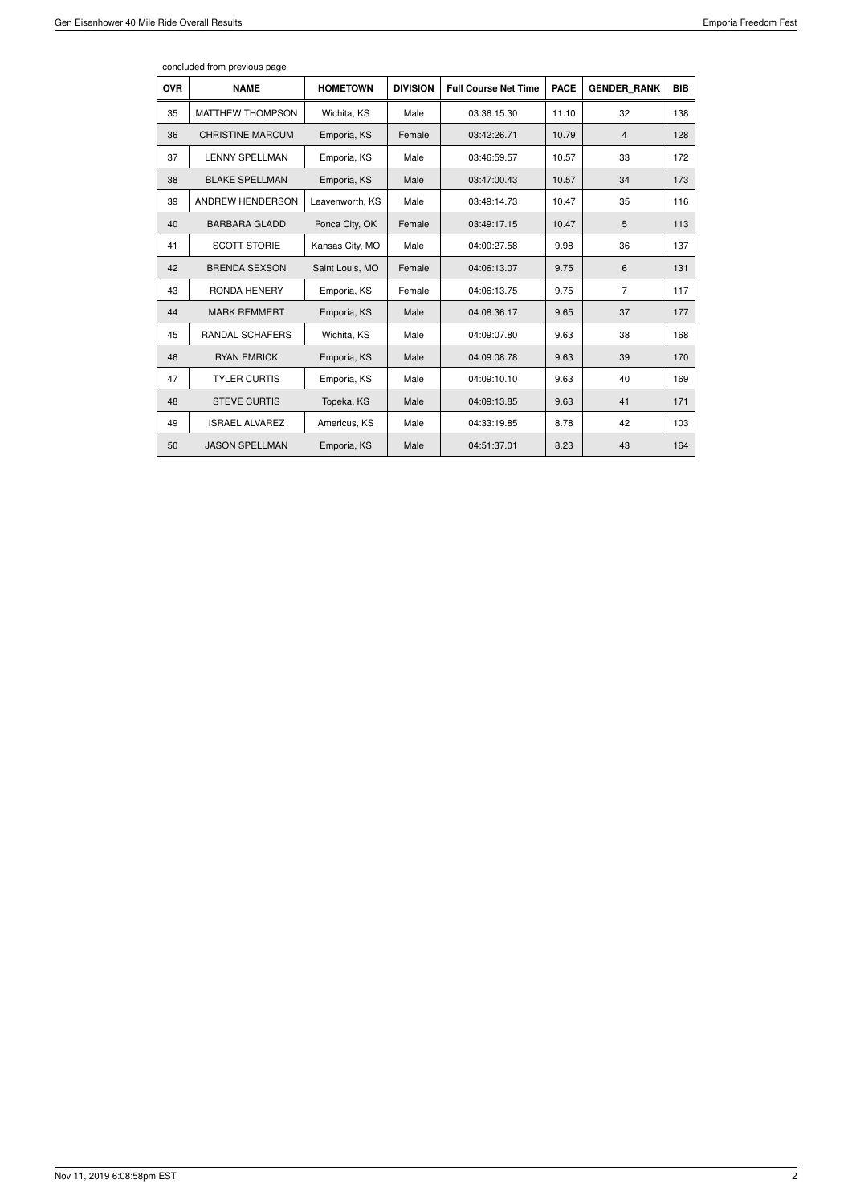concluded from previous page

| OVR | NAME | HOMETOWN | DIVISION | Full Course Net Time | PACE | GENDER_RANK | BIB |
|---|---|---|---|---|---|---|---|
| 35 | MATTHEW THOMPSON | Wichita, KS | Male | 03:36:15.30 | 11.10 | 32 | 138 |
| 36 | CHRISTINE MARCUM | Emporia, KS | Female | 03:42:26.71 | 10.79 | 4 | 128 |
| 37 | LENNY SPELLMAN | Emporia, KS | Male | 03:46:59.57 | 10.57 | 33 | 172 |
| 38 | BLAKE SPELLMAN | Emporia, KS | Male | 03:47:00.43 | 10.57 | 34 | 173 |
| 39 | ANDREW HENDERSON | Leavenworth, KS | Male | 03:49:14.73 | 10.47 | 35 | 116 |
| 40 | BARBARA GLADD | Ponca City, OK | Female | 03:49:17.15 | 10.47 | 5 | 113 |
| 41 | SCOTT STORIE | Kansas City, MO | Male | 04:00:27.58 | 9.98 | 36 | 137 |
| 42 | BRENDA SEXSON | Saint Louis, MO | Female | 04:06:13.07 | 9.75 | 6 | 131 |
| 43 | RONDA HENERY | Emporia, KS | Female | 04:06:13.75 | 9.75 | 7 | 117 |
| 44 | MARK REMMERT | Emporia, KS | Male | 04:08:36.17 | 9.65 | 37 | 177 |
| 45 | RANDAL SCHAFERS | Wichita, KS | Male | 04:09:07.80 | 9.63 | 38 | 168 |
| 46 | RYAN EMRICK | Emporia, KS | Male | 04:09:08.78 | 9.63 | 39 | 170 |
| 47 | TYLER CURTIS | Emporia, KS | Male | 04:09:10.10 | 9.63 | 40 | 169 |
| 48 | STEVE CURTIS | Topeka, KS | Male | 04:09:13.85 | 9.63 | 41 | 171 |
| 49 | ISRAEL ALVAREZ | Americus, KS | Male | 04:33:19.85 | 8.78 | 42 | 103 |
| 50 | JASON SPELLMAN | Emporia, KS | Male | 04:51:37.01 | 8.23 | 43 | 164 |